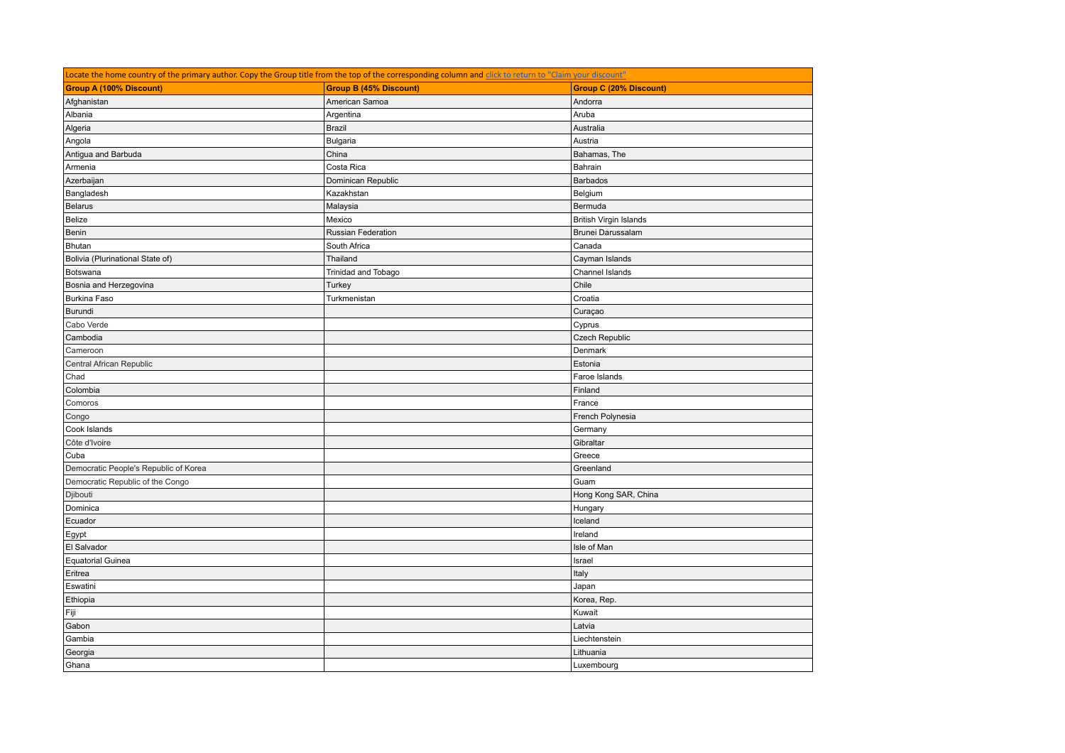Locate the home country of the primary author. Copy the Group title from the top of the corresponding column and click to return to "Claim your discount"

| Group A (100% Discount) | Group B (45% Discount) | Group C (20% Discount) |
|---|---|---|
| Afghanistan | American Samoa | Andorra |
| Albania | Argentina | Aruba |
| Algeria | Brazil | Australia |
| Angola | Bulgaria | Austria |
| Antigua and Barbuda | China | Bahamas, The |
| Armenia | Costa Rica | Bahrain |
| Azerbaijan | Dominican Republic | Barbados |
| Bangladesh | Kazakhstan | Belgium |
| Belarus | Malaysia | Bermuda |
| Belize | Mexico | British Virgin Islands |
| Benin | Russian Federation | Brunei Darussalam |
| Bhutan | South Africa | Canada |
| Bolivia (Plurinational State of) | Thailand | Cayman Islands |
| Botswana | Trinidad and Tobago | Channel Islands |
| Bosnia and Herzegovina | Turkey | Chile |
| Burkina Faso | Turkmenistan | Croatia |
| Burundi | | Curaçao |
| Cabo Verde | | Cyprus |
| Cambodia | | Czech Republic |
| Cameroon | | Denmark |
| Central African Republic | | Estonia |
| Chad | | Faroe Islands |
| Colombia | | Finland |
| Comoros | | France |
| Congo | | French Polynesia |
| Cook Islands | | Germany |
| Côte d'Ivoire | | Gibraltar |
| Cuba | | Greece |
| Democratic People's Republic of Korea | | Greenland |
| Democratic Republic of the Congo | | Guam |
| Djibouti | | Hong Kong SAR, China |
| Dominica | | Hungary |
| Ecuador | | Iceland |
| Egypt | | Ireland |
| El Salvador | | Isle of Man |
| Equatorial Guinea | | Israel |
| Eritrea | | Italy |
| Eswatini | | Japan |
| Ethiopia | | Korea, Rep. |
| Fiji | | Kuwait |
| Gabon | | Latvia |
| Gambia | | Liechtenstein |
| Georgia | | Lithuania |
| Ghana | | Luxembourg |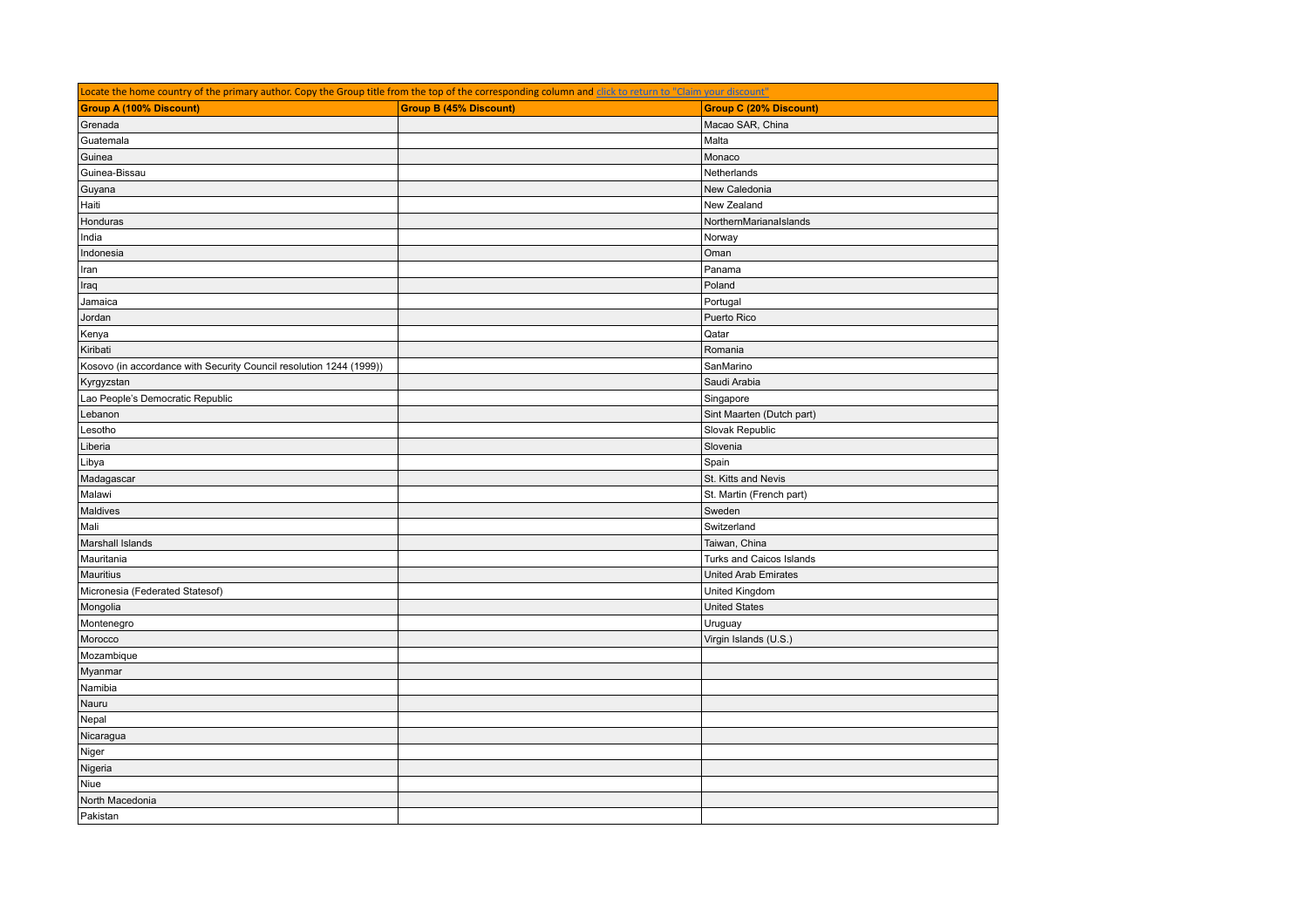| Locate the home country of the primary author. Copy the Group title from the top of the corresponding column and click to return to "Claim your discount" | | |
|---|---|---|
| **Group A (100% Discount)** | **Group B (45% Discount)** | **Group C (20% Discount)** |
| Grenada | | Macao SAR, China |
| Guatemala | | Malta |
| Guinea | | Monaco |
| Guinea-Bissau | | Netherlands |
| Guyana | | New Caledonia |
| Haiti | | New Zealand |
| Honduras | | NorthernMarianaIslands |
| India | | Norway |
| Indonesia | | Oman |
| Iran | | Panama |
| Iraq | | Poland |
| Jamaica | | Portugal |
| Jordan | | Puerto Rico |
| Kenya | | Qatar |
| Kiribati | | Romania |
| Kosovo (in accordance with Security Council resolution 1244 (1999)) | | SanMarino |
| Kyrgyzstan | | Saudi Arabia |
| Lao People's Democratic Republic | | Singapore |
| Lebanon | | Sint Maarten (Dutch part) |
| Lesotho | | Slovak Republic |
| Liberia | | Slovenia |
| Libya | | Spain |
| Madagascar | | St. Kitts and Nevis |
| Malawi | | St. Martin (French part) |
| Maldives | | Sweden |
| Mali | | Switzerland |
| Marshall Islands | | Taiwan, China |
| Mauritania | | Turks and Caicos Islands |
| Mauritius | | United Arab Emirates |
| Micronesia (Federated Statesof) | | United Kingdom |
| Mongolia | | United States |
| Montenegro | | Uruguay |
| Morocco | | Virgin Islands (U.S.) |
| Mozambique | | |
| Myanmar | | |
| Namibia | | |
| Nauru | | |
| Nepal | | |
| Nicaragua | | |
| Niger | | |
| Nigeria | | |
| Niue | | |
| North Macedonia | | |
| Pakistan | | |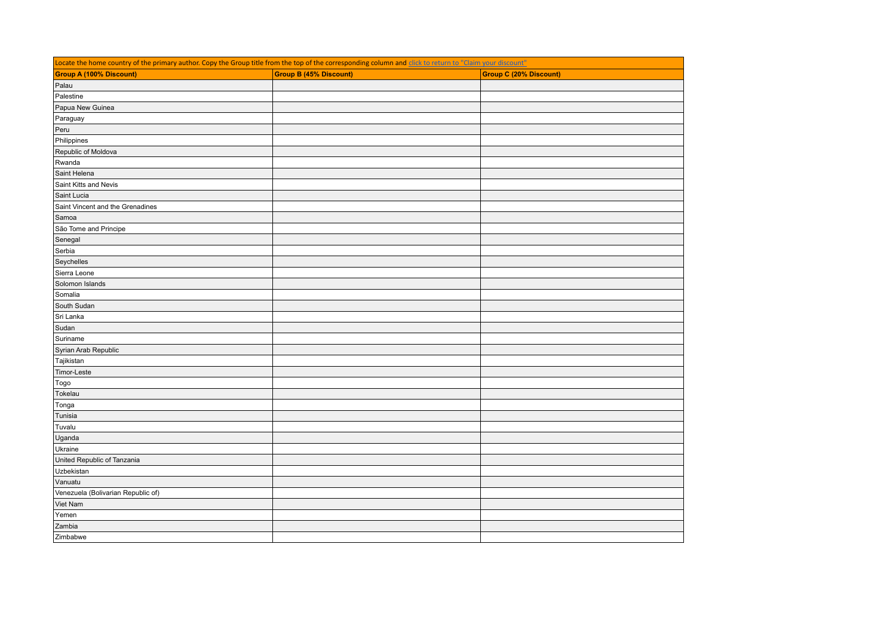| Locate the home country of the primary author. Copy the Group title from the top of the corresponding column and click to return to "Claim your discount" | | |
|---|---|---|
| **Group A (100% Discount)** | **Group B (45% Discount)** | **Group C (20% Discount)** |
| Palau | | |
| Palestine | | |
| Papua New Guinea | | |
| Paraguay | | |
| Peru | | |
| Philippines | | |
| Republic of Moldova | | |
| Rwanda | | |
| Saint Helena | | |
| Saint Kitts and Nevis | | |
| Saint Lucia | | |
| Saint Vincent and the Grenadines | | |
| Samoa | | |
| São Tome and Principe | | |
| Senegal | | |
| Serbia | | |
| Seychelles | | |
| Sierra Leone | | |
| Solomon Islands | | |
| Somalia | | |
| South Sudan | | |
| Sri Lanka | | |
| Sudan | | |
| Suriname | | |
| Syrian Arab Republic | | |
| Tajikistan | | |
| Timor-Leste | | |
| Togo | | |
| Tokelau | | |
| Tonga | | |
| Tunisia | | |
| Tuvalu | | |
| Uganda | | |
| Ukraine | | |
| United Republic of Tanzania | | |
| Uzbekistan | | |
| Vanuatu | | |
| Venezuela (Bolivarian Republic of) | | |
| Viet Nam | | |
| Yemen | | |
| Zambia | | |
| Zimbabwe | | |